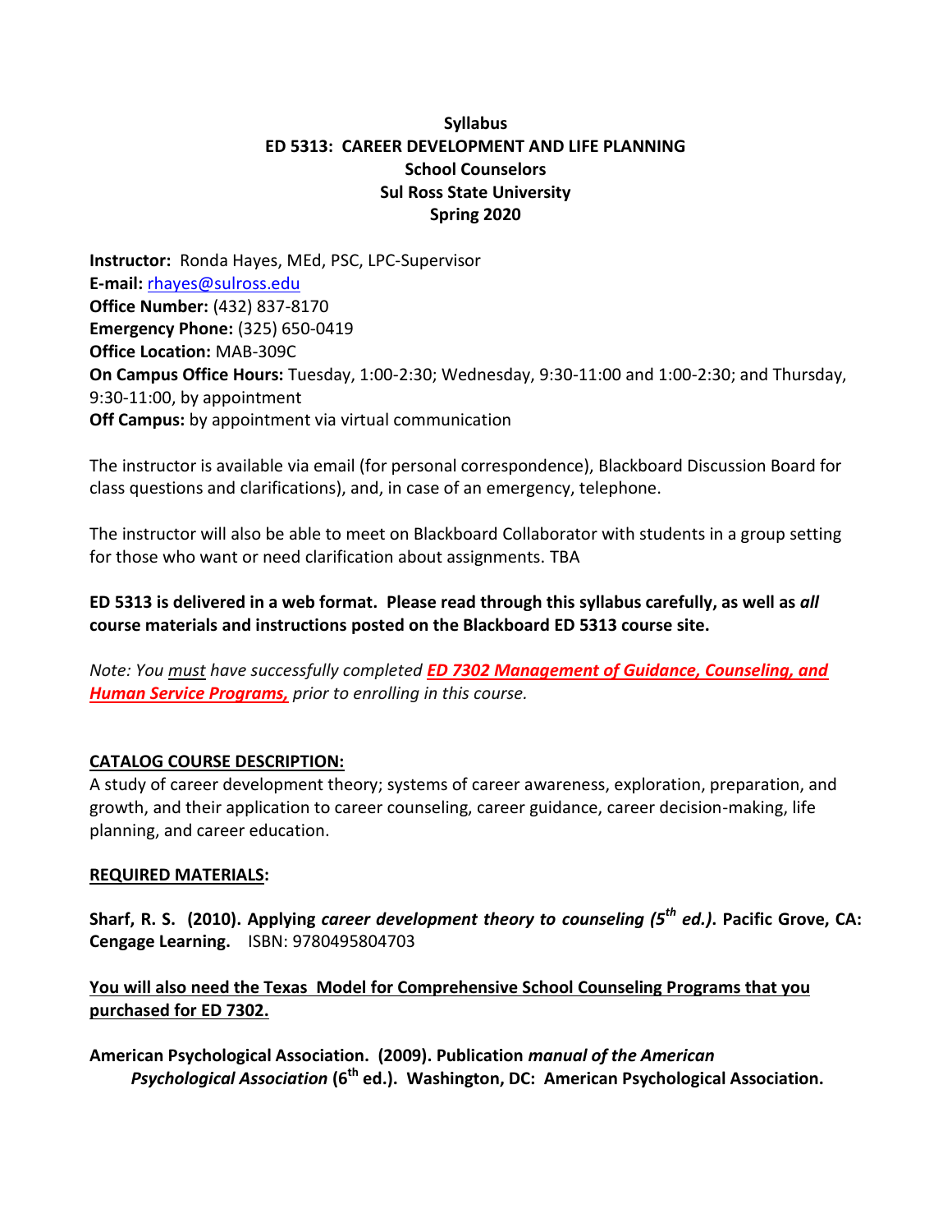**Syllabus**
**ED 5313: CAREER DEVELOPMENT AND LIFE PLANNING**
**School Counselors**
**Sul Ross State University**
**Spring 2020**

**Instructor:** Ronda Hayes, MEd, PSC, LPC-Supervisor
**E-mail:** rhayes@sulross.edu
**Office Number:** (432) 837-8170
**Emergency Phone:** (325) 650-0419
**Office Location:** MAB-309C
**On Campus Office Hours:** Tuesday, 1:00-2:30; Wednesday, 9:30-11:00 and 1:00-2:30; and Thursday, 9:30-11:00, by appointment
**Off Campus:** by appointment via virtual communication

The instructor is available via email (for personal correspondence), Blackboard Discussion Board for class questions and clarifications), and, in case of an emergency, telephone.

The instructor will also be able to meet on Blackboard Collaborator with students in a group setting for those who want or need clarification about assignments. TBA

**ED 5313 is delivered in a web format. Please read through this syllabus carefully, as well as *all* course materials and instructions posted on the Blackboard ED 5313 course site.**

*Note: You must have successfully completed **ED 7302 Management of Guidance, Counseling, and Human Service Programs,** prior to enrolling in this course.*

## CATALOG COURSE DESCRIPTION:

A study of career development theory; systems of career awareness, exploration, preparation, and growth, and their application to career counseling, career guidance, career decision-making, life planning, and career education.

## REQUIRED MATERIALS:

**Sharf, R. S. (2010). Applying *career development theory to counseling (5th ed.)*. Pacific Grove, CA: Cengage Learning.** ISBN: 9780495804703

**You will also need the Texas Model for Comprehensive School Counseling Programs that you purchased for ED 7302.**

**American Psychological Association. (2009). Publication *manual of the American Psychological Association* (6th ed.). Washington, DC: American Psychological Association.**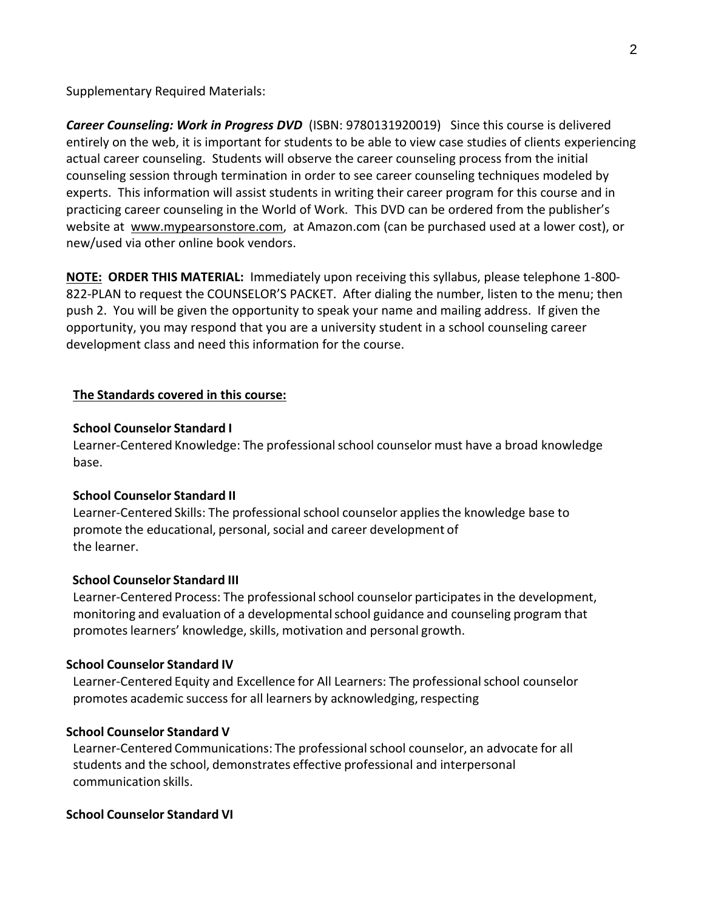Supplementary Required Materials:

***Career Counseling: Work in Progress DVD*** (ISBN: 9780131920019) Since this course is delivered entirely on the web, it is important for students to be able to view case studies of clients experiencing actual career counseling. Students will observe the career counseling process from the initial counseling session through termination in order to see career counseling techniques modeled by experts. This information will assist students in writing their career program for this course and in practicing career counseling in the World of Work. This DVD can be ordered from the publisher's website at www.mypearsonstore.com, at Amazon.com (can be purchased used at a lower cost), or new/used via other online book vendors.

**NOTE: ORDER THIS MATERIAL:** Immediately upon receiving this syllabus, please telephone 1-800-822-PLAN to request the COUNSELOR'S PACKET. After dialing the number, listen to the menu; then push 2. You will be given the opportunity to speak your name and mailing address. If given the opportunity, you may respond that you are a university student in a school counseling career development class and need this information for the course.

**The Standards covered in this course:**

**School Counselor Standard I**
Learner-Centered Knowledge: The professional school counselor must have a broad knowledge base.

**School Counselor Standard II**
Learner-Centered Skills: The professional school counselor applies the knowledge base to promote the educational, personal, social and career development of the learner.

**School Counselor Standard III**
Learner-Centered Process: The professional school counselor participates in the development, monitoring and evaluation of a developmental school guidance and counseling program that promotes learners' knowledge, skills, motivation and personal growth.

**School Counselor Standard IV**
Learner-Centered Equity and Excellence for All Learners: The professional school counselor promotes academic success for all learners by acknowledging, respecting

**School Counselor Standard V**
Learner-Centered Communications: The professional school counselor, an advocate for all students and the school, demonstrates effective professional and interpersonal communication skills.

**School Counselor Standard VI**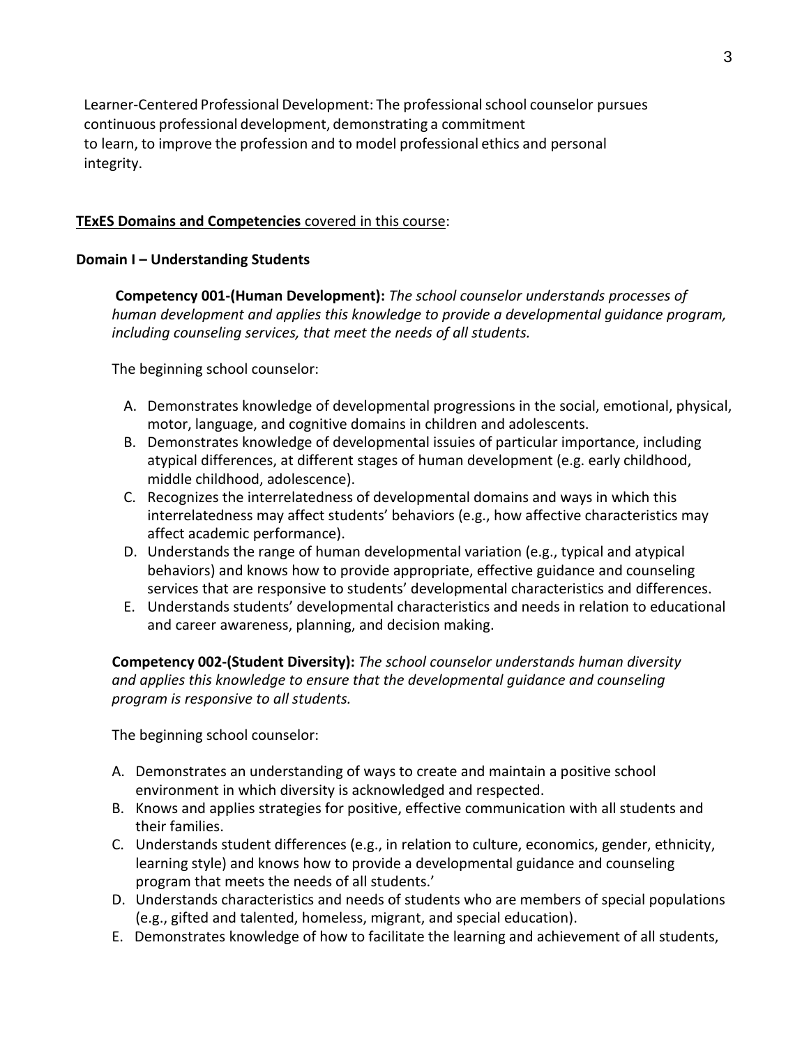Learner-Centered Professional Development: The professional school counselor pursues continuous professional development, demonstrating a commitment to learn, to improve the profession and to model professional ethics and personal integrity.

**TExES Domains and Competencies** covered in this course:

**Domain I – Understanding Students**

**Competency 001-(Human Development):** *The school counselor understands processes of human development and applies this knowledge to provide a developmental guidance program, including counseling services, that meet the needs of all students.*

The beginning school counselor:

A. Demonstrates knowledge of developmental progressions in the social, emotional, physical, motor, language, and cognitive domains in children and adolescents.
B. Demonstrates knowledge of developmental issuies of particular importance, including atypical differences, at different stages of human development (e.g. early childhood, middle childhood, adolescence).
C. Recognizes the interrelatedness of developmental domains and ways in which this interrelatedness may affect students' behaviors (e.g., how affective characteristics may affect academic performance).
D. Understands the range of human developmental variation (e.g., typical and atypical behaviors) and knows how to provide appropriate, effective guidance and counseling services that are responsive to students' developmental characteristics and differences.
E. Understands students' developmental characteristics and needs in relation to educational and career awareness, planning, and decision making.

**Competency 002-(Student Diversity):** *The school counselor understands human diversity and applies this knowledge to ensure that the developmental guidance and counseling program is responsive to all students.*

The beginning school counselor:

A. Demonstrates an understanding of ways to create and maintain a positive school environment in which diversity is acknowledged and respected.
B. Knows and applies strategies for positive, effective communication with all students and their families.
C. Understands student differences (e.g., in relation to culture, economics, gender, ethnicity, learning style) and knows how to provide a developmental guidance and counseling program that meets the needs of all students.'
D. Understands characteristics and needs of students who are members of special populations (e.g., gifted and talented, homeless, migrant, and special education).
E. Demonstrates knowledge of how to facilitate the learning and achievement of all students,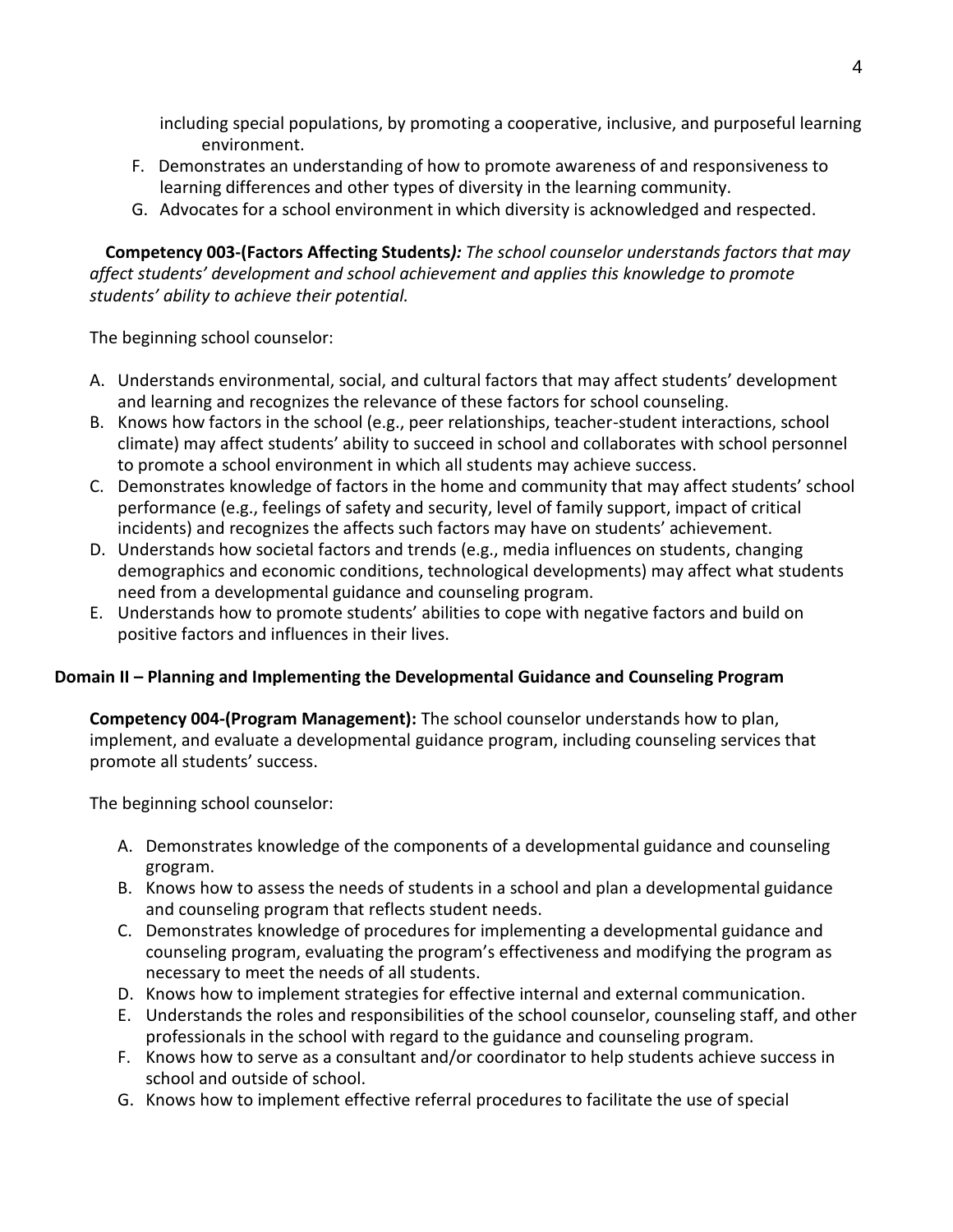including special populations, by promoting a cooperative, inclusive, and purposeful learning environment.

F. Demonstrates an understanding of how to promote awareness of and responsiveness to learning differences and other types of diversity in the learning community.
G. Advocates for a school environment in which diversity is acknowledged and respected.

**Competency 003-(Factors Affecting Students*):*** *The school counselor understands factors that may affect students' development and school achievement and applies this knowledge to promote students' ability to achieve their potential.*

The beginning school counselor:

A. Understands environmental, social, and cultural factors that may affect students' development and learning and recognizes the relevance of these factors for school counseling.
B. Knows how factors in the school (e.g., peer relationships, teacher-student interactions, school climate) may affect students' ability to succeed in school and collaborates with school personnel to promote a school environment in which all students may achieve success.
C. Demonstrates knowledge of factors in the home and community that may affect students' school performance (e.g., feelings of safety and security, level of family support, impact of critical incidents) and recognizes the affects such factors may have on students' achievement.
D. Understands how societal factors and trends (e.g., media influences on students, changing demographics and economic conditions, technological developments) may affect what students need from a developmental guidance and counseling program.
E. Understands how to promote students' abilities to cope with negative factors and build on positive factors and influences in their lives.

**Domain II – Planning and Implementing the Developmental Guidance and Counseling Program**

**Competency 004-(Program Management):** The school counselor understands how to plan, implement, and evaluate a developmental guidance program, including counseling services that promote all students' success.

The beginning school counselor:

A. Demonstrates knowledge of the components of a developmental guidance and counseling grogram.
B. Knows how to assess the needs of students in a school and plan a developmental guidance and counseling program that reflects student needs.
C. Demonstrates knowledge of procedures for implementing a developmental guidance and counseling program, evaluating the program's effectiveness and modifying the program as necessary to meet the needs of all students.
D. Knows how to implement strategies for effective internal and external communication.
E. Understands the roles and responsibilities of the school counselor, counseling staff, and other professionals in the school with regard to the guidance and counseling program.
F. Knows how to serve as a consultant and/or coordinator to help students achieve success in school and outside of school.
G. Knows how to implement effective referral procedures to facilitate the use of special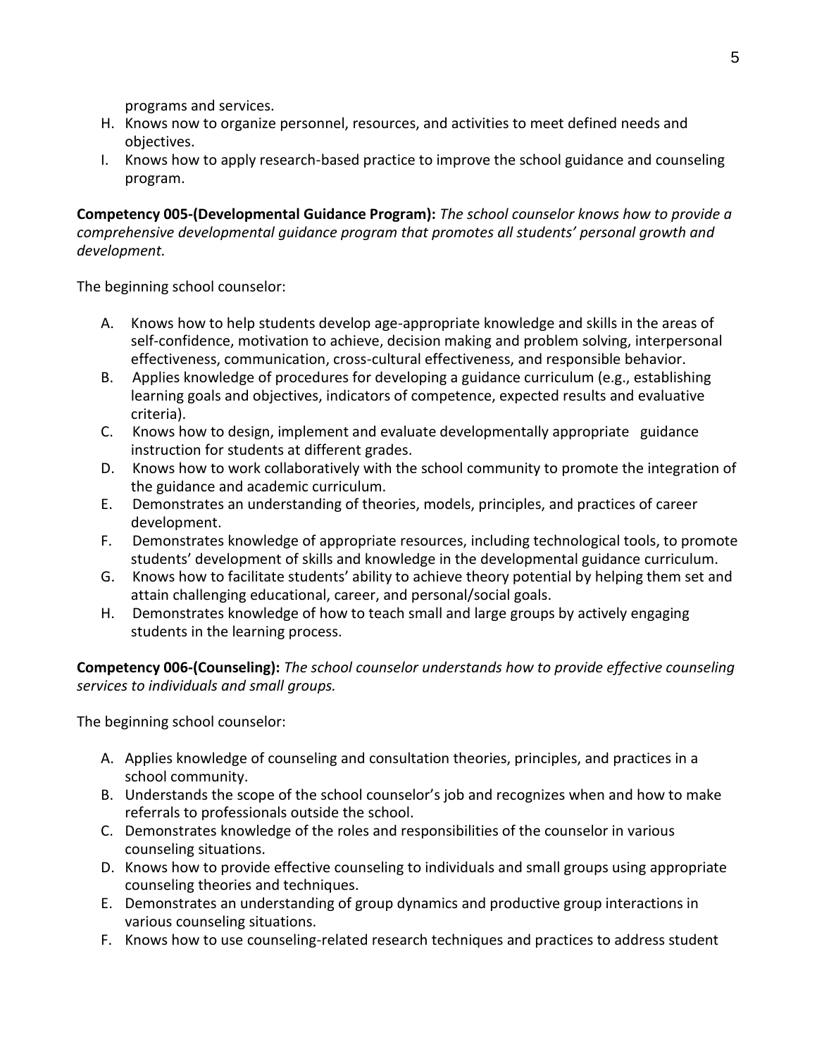programs and services.

H. Knows now to organize personnel, resources, and activities to meet defined needs and objectives.
I. Knows how to apply research-based practice to improve the school guidance and counseling program.

**Competency 005-(Developmental Guidance Program):** *The school counselor knows how to provide a comprehensive developmental guidance program that promotes all students' personal growth and development.*

The beginning school counselor:

A. Knows how to help students develop age-appropriate knowledge and skills in the areas of self-confidence, motivation to achieve, decision making and problem solving, interpersonal effectiveness, communication, cross-cultural effectiveness, and responsible behavior.
B. Applies knowledge of procedures for developing a guidance curriculum (e.g., establishing learning goals and objectives, indicators of competence, expected results and evaluative criteria).
C. Knows how to design, implement and evaluate developmentally appropriate guidance instruction for students at different grades.
D. Knows how to work collaboratively with the school community to promote the integration of the guidance and academic curriculum.
E. Demonstrates an understanding of theories, models, principles, and practices of career development.
F. Demonstrates knowledge of appropriate resources, including technological tools, to promote students' development of skills and knowledge in the developmental guidance curriculum.
G. Knows how to facilitate students' ability to achieve theory potential by helping them set and attain challenging educational, career, and personal/social goals.
H. Demonstrates knowledge of how to teach small and large groups by actively engaging students in the learning process.

**Competency 006-(Counseling):** *The school counselor understands how to provide effective counseling services to individuals and small groups.*

The beginning school counselor:

A. Applies knowledge of counseling and consultation theories, principles, and practices in a school community.
B. Understands the scope of the school counselor's job and recognizes when and how to make referrals to professionals outside the school.
C. Demonstrates knowledge of the roles and responsibilities of the counselor in various counseling situations.
D. Knows how to provide effective counseling to individuals and small groups using appropriate counseling theories and techniques.
E. Demonstrates an understanding of group dynamics and productive group interactions in various counseling situations.
F. Knows how to use counseling-related research techniques and practices to address student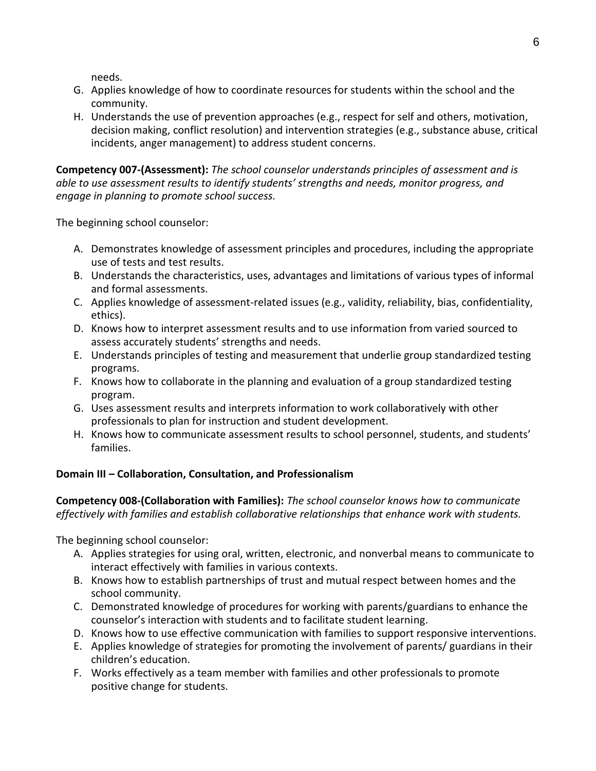needs.

G. Applies knowledge of how to coordinate resources for students within the school and the community.
H. Understands the use of prevention approaches (e.g., respect for self and others, motivation, decision making, conflict resolution) and intervention strategies (e.g., substance abuse, critical incidents, anger management) to address student concerns.

**Competency 007-(Assessment):** *The school counselor understands principles of assessment and is able to use assessment results to identify students' strengths and needs, monitor progress, and engage in planning to promote school success.*

The beginning school counselor:

A. Demonstrates knowledge of assessment principles and procedures, including the appropriate use of tests and test results.
B. Understands the characteristics, uses, advantages and limitations of various types of informal and formal assessments.
C. Applies knowledge of assessment-related issues (e.g., validity, reliability, bias, confidentiality, ethics).
D. Knows how to interpret assessment results and to use information from varied sourced to assess accurately students' strengths and needs.
E. Understands principles of testing and measurement that underlie group standardized testing programs.
F. Knows how to collaborate in the planning and evaluation of a group standardized testing program.
G. Uses assessment results and interprets information to work collaboratively with other professionals to plan for instruction and student development.
H. Knows how to communicate assessment results to school personnel, students, and students' families.

**Domain III – Collaboration, Consultation, and Professionalism**

**Competency 008-(Collaboration with Families):** *The school counselor knows how to communicate effectively with families and establish collaborative relationships that enhance work with students.*

The beginning school counselor:

A. Applies strategies for using oral, written, electronic, and nonverbal means to communicate to interact effectively with families in various contexts.
B. Knows how to establish partnerships of trust and mutual respect between homes and the school community.
C. Demonstrated knowledge of procedures for working with parents/guardians to enhance the counselor's interaction with students and to facilitate student learning.
D. Knows how to use effective communication with families to support responsive interventions.
E. Applies knowledge of strategies for promoting the involvement of parents/ guardians in their children's education.
F. Works effectively as a team member with families and other professionals to promote positive change for students.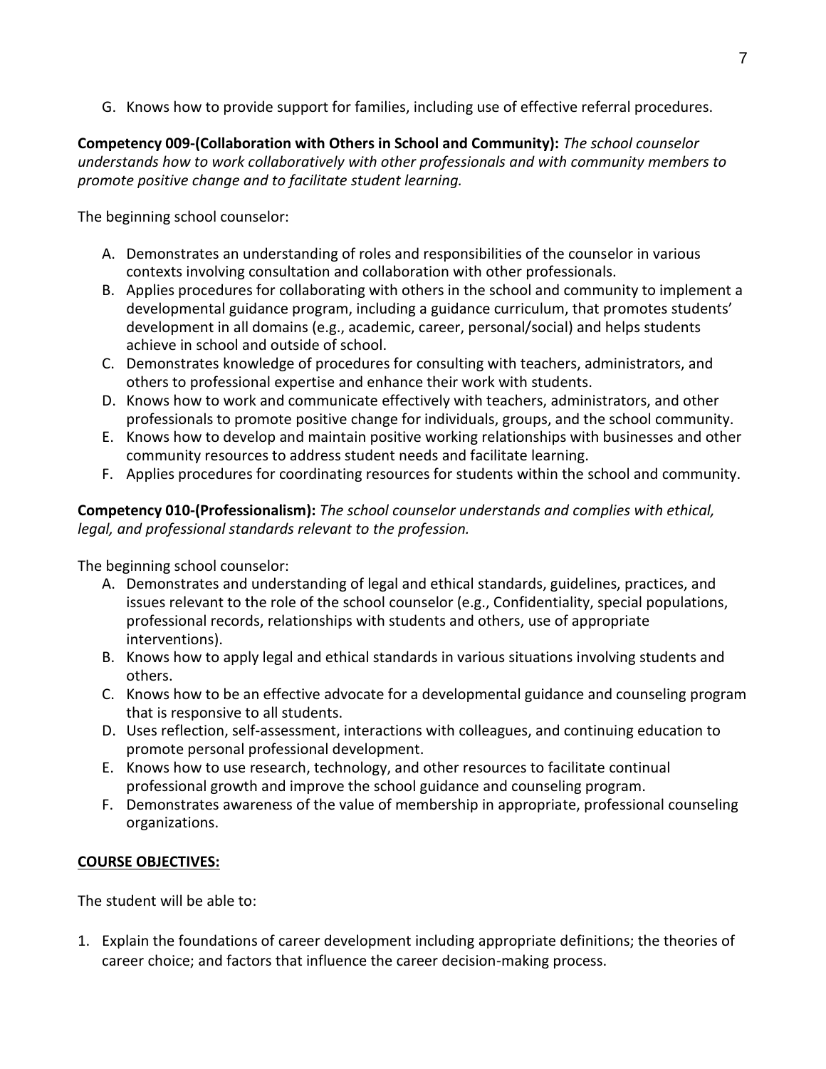G. Knows how to provide support for families, including use of effective referral procedures.

**Competency 009-(Collaboration with Others in School and Community):** *The school counselor understands how to work collaboratively with other professionals and with community members to promote positive change and to facilitate student learning.*

The beginning school counselor:

A. Demonstrates an understanding of roles and responsibilities of the counselor in various contexts involving consultation and collaboration with other professionals.
B. Applies procedures for collaborating with others in the school and community to implement a developmental guidance program, including a guidance curriculum, that promotes students' development in all domains (e.g., academic, career, personal/social) and helps students achieve in school and outside of school.
C. Demonstrates knowledge of procedures for consulting with teachers, administrators, and others to professional expertise and enhance their work with students.
D. Knows how to work and communicate effectively with teachers, administrators, and other professionals to promote positive change for individuals, groups, and the school community.
E. Knows how to develop and maintain positive working relationships with businesses and other community resources to address student needs and facilitate learning.
F. Applies procedures for coordinating resources for students within the school and community.

**Competency 010-(Professionalism):** *The school counselor understands and complies with ethical, legal, and professional standards relevant to the profession.*

The beginning school counselor:

A. Demonstrates and understanding of legal and ethical standards, guidelines, practices, and issues relevant to the role of the school counselor (e.g., Confidentiality, special populations, professional records, relationships with students and others, use of appropriate interventions).
B. Knows how to apply legal and ethical standards in various situations involving students and others.
C. Knows how to be an effective advocate for a developmental guidance and counseling program that is responsive to all students.
D. Uses reflection, self-assessment, interactions with colleagues, and continuing education to promote personal professional development.
E. Knows how to use research, technology, and other resources to facilitate continual professional growth and improve the school guidance and counseling program.
F. Demonstrates awareness of the value of membership in appropriate, professional counseling organizations.

**COURSE OBJECTIVES:**

The student will be able to:

1. Explain the foundations of career development including appropriate definitions; the theories of career choice; and factors that influence the career decision-making process.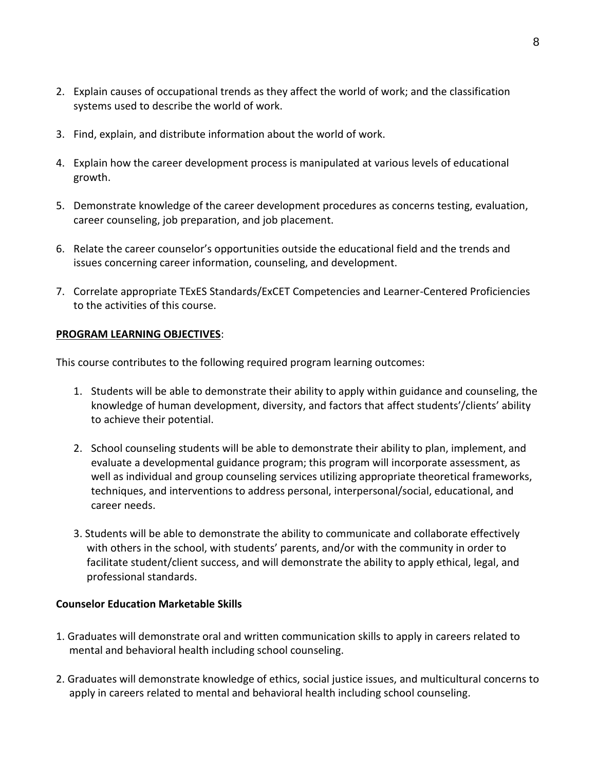2. Explain causes of occupational trends as they affect the world of work; and the classification systems used to describe the world of work.

3. Find, explain, and distribute information about the world of work.

4. Explain how the career development process is manipulated at various levels of educational growth.

5. Demonstrate knowledge of the career development procedures as concerns testing, evaluation, career counseling, job preparation, and job placement.

6. Relate the career counselor's opportunities outside the educational field and the trends and issues concerning career information, counseling, and development.

7. Correlate appropriate TExES Standards/ExCET Competencies and Learner-Centered Proficiencies to the activities of this course.

**PROGRAM LEARNING OBJECTIVES**:

This course contributes to the following required program learning outcomes:

1. Students will be able to demonstrate their ability to apply within guidance and counseling, the knowledge of human development, diversity, and factors that affect students'/clients' ability to achieve their potential.

2. School counseling students will be able to demonstrate their ability to plan, implement, and evaluate a developmental guidance program; this program will incorporate assessment, as well as individual and group counseling services utilizing appropriate theoretical frameworks, techniques, and interventions to address personal, interpersonal/social, educational, and career needs.

3. Students will be able to demonstrate the ability to communicate and collaborate effectively with others in the school, with students' parents, and/or with the community in order to facilitate student/client success, and will demonstrate the ability to apply ethical, legal, and professional standards.

**Counselor Education Marketable Skills**

1. Graduates will demonstrate oral and written communication skills to apply in careers related to mental and behavioral health including school counseling.

2. Graduates will demonstrate knowledge of ethics, social justice issues, and multicultural concerns to apply in careers related to mental and behavioral health including school counseling.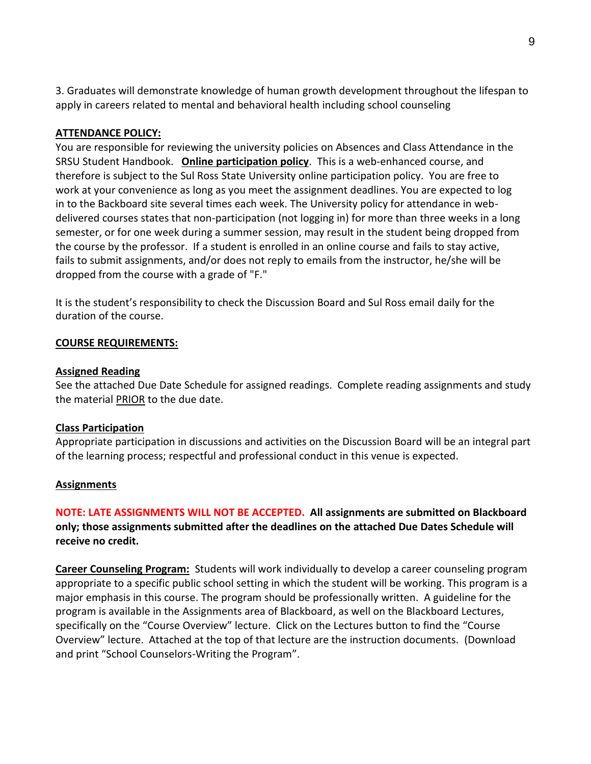3. Graduates will demonstrate knowledge of human growth development throughout the lifespan to apply in careers related to mental and behavioral health including school counseling

**ATTENDANCE POLICY:**

You are responsible for reviewing the university policies on Absences and Class Attendance in the SRSU Student Handbook. **Online participation policy**. This is a web-enhanced course, and therefore is subject to the Sul Ross State University online participation policy. You are free to work at your convenience as long as you meet the assignment deadlines. You are expected to log in to the Backboard site several times each week. The University policy for attendance in web-delivered courses states that non-participation (not logging in) for more than three weeks in a long semester, or for one week during a summer session, may result in the student being dropped from the course by the professor. If a student is enrolled in an online course and fails to stay active, fails to submit assignments, and/or does not reply to emails from the instructor, he/she will be dropped from the course with a grade of "F."

It is the student's responsibility to check the Discussion Board and Sul Ross email daily for the duration of the course.

**COURSE REQUIREMENTS:**

**Assigned Reading**

See the attached Due Date Schedule for assigned readings. Complete reading assignments and study the material PRIOR to the due date.

**Class Participation**

Appropriate participation in discussions and activities on the Discussion Board will be an integral part of the learning process; respectful and professional conduct in this venue is expected.

**Assignments**

**NOTE: LATE ASSIGNMENTS WILL NOT BE ACCEPTED. All assignments are submitted on Blackboard only; those assignments submitted after the deadlines on the attached Due Dates Schedule will receive no credit.**

**Career Counseling Program:** Students will work individually to develop a career counseling program appropriate to a specific public school setting in which the student will be working. This program is a major emphasis in this course. The program should be professionally written. A guideline for the program is available in the Assignments area of Blackboard, as well on the Blackboard Lectures, specifically on the "Course Overview" lecture. Click on the Lectures button to find the "Course Overview" lecture. Attached at the top of that lecture are the instruction documents. (Download and print "School Counselors-Writing the Program".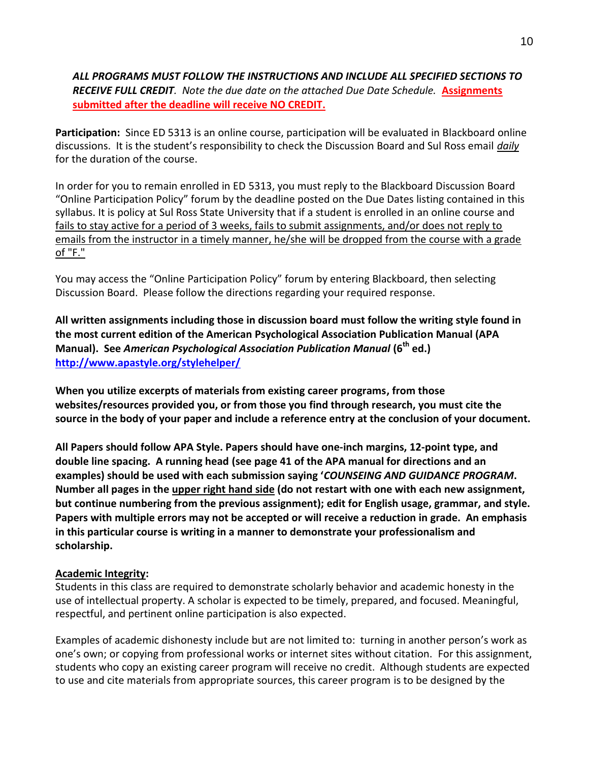***ALL PROGRAMS MUST FOLLOW THE INSTRUCTIONS AND INCLUDE ALL SPECIFIED SECTIONS TO RECEIVE FULL CREDIT****. Note the due date on the attached Due Date Schedule.* **Assignments submitted after the deadline will receive NO CREDIT.**

**Participation:** Since ED 5313 is an online course, participation will be evaluated in Blackboard online discussions. It is the student's responsibility to check the Discussion Board and Sul Ross email *daily* for the duration of the course.

In order for you to remain enrolled in ED 5313, you must reply to the Blackboard Discussion Board "Online Participation Policy" forum by the deadline posted on the Due Dates listing contained in this syllabus. It is policy at Sul Ross State University that if a student is enrolled in an online course and fails to stay active for a period of 3 weeks, fails to submit assignments, and/or does not reply to emails from the instructor in a timely manner, he/she will be dropped from the course with a grade of "F."

You may access the "Online Participation Policy" forum by entering Blackboard, then selecting Discussion Board. Please follow the directions regarding your required response.

**All written assignments including those in discussion board must follow the writing style found in the most current edition of the American Psychological Association Publication Manual (APA Manual). See *American Psychological Association Publication Manual* (6th ed.) http://www.apastyle.org/stylehelper/**

**When you utilize excerpts of materials from existing career programs, from those websites/resources provided you, or from those you find through research, you must cite the source in the body of your paper and include a reference entry at the conclusion of your document.**

**All Papers should follow APA Style. Papers should have one-inch margins, 12-point type, and double line spacing. A running head (see page 41 of the APA manual for directions and an examples) should be used with each submission saying '*COUNSEING AND GUIDANCE PROGRAM*. Number all pages in the upper right hand side (do not restart with one with each new assignment, but continue numbering from the previous assignment); edit for English usage, grammar, and style. Papers with multiple errors may not be accepted or will receive a reduction in grade. An emphasis in this particular course is writing in a manner to demonstrate your professionalism and scholarship.**

**Academic Integrity:**

Students in this class are required to demonstrate scholarly behavior and academic honesty in the use of intellectual property. A scholar is expected to be timely, prepared, and focused. Meaningful, respectful, and pertinent online participation is also expected.

Examples of academic dishonesty include but are not limited to: turning in another person's work as one's own; or copying from professional works or internet sites without citation. For this assignment, students who copy an existing career program will receive no credit. Although students are expected to use and cite materials from appropriate sources, this career program is to be designed by the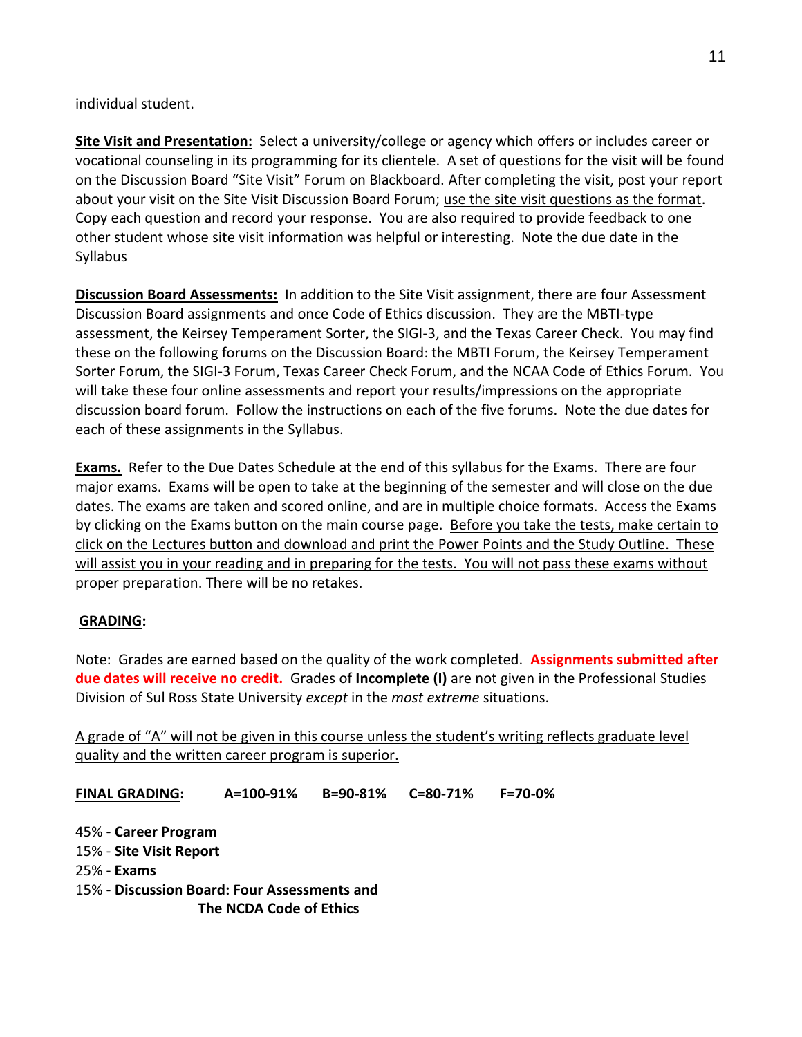individual student.

**Site Visit and Presentation:** Select a university/college or agency which offers or includes career or vocational counseling in its programming for its clientele. A set of questions for the visit will be found on the Discussion Board "Site Visit" Forum on Blackboard. After completing the visit, post your report about your visit on the Site Visit Discussion Board Forum; use the site visit questions as the format. Copy each question and record your response. You are also required to provide feedback to one other student whose site visit information was helpful or interesting. Note the due date in the Syllabus

**Discussion Board Assessments:** In addition to the Site Visit assignment, there are four Assessment Discussion Board assignments and once Code of Ethics discussion. They are the MBTI-type assessment, the Keirsey Temperament Sorter, the SIGI-3, and the Texas Career Check. You may find these on the following forums on the Discussion Board: the MBTI Forum, the Keirsey Temperament Sorter Forum, the SIGI-3 Forum, Texas Career Check Forum, and the NCAA Code of Ethics Forum. You will take these four online assessments and report your results/impressions on the appropriate discussion board forum. Follow the instructions on each of the five forums. Note the due dates for each of these assignments in the Syllabus.

**Exams.** Refer to the Due Dates Schedule at the end of this syllabus for the Exams. There are four major exams. Exams will be open to take at the beginning of the semester and will close on the due dates. The exams are taken and scored online, and are in multiple choice formats. Access the Exams by clicking on the Exams button on the main course page. Before you take the tests, make certain to click on the Lectures button and download and print the Power Points and the Study Outline. These will assist you in your reading and in preparing for the tests. You will not pass these exams without proper preparation. There will be no retakes.

**GRADING:**

Note: Grades are earned based on the quality of the work completed. **Assignments submitted after due dates will receive no credit.** Grades of **Incomplete (I)** are not given in the Professional Studies Division of Sul Ross State University *except* in the *most extreme* situations.

A grade of "A" will not be given in this course unless the student's writing reflects graduate level quality and the written career program is superior.

**FINAL GRADING:** **A=100-91%** **B=90-81%** **C=80-71%** **F=70-0%**

45% - **Career Program**
15% - **Site Visit Report**
25% - **Exams**
15% - **Discussion Board: Four Assessments and The NCDA Code of Ethics**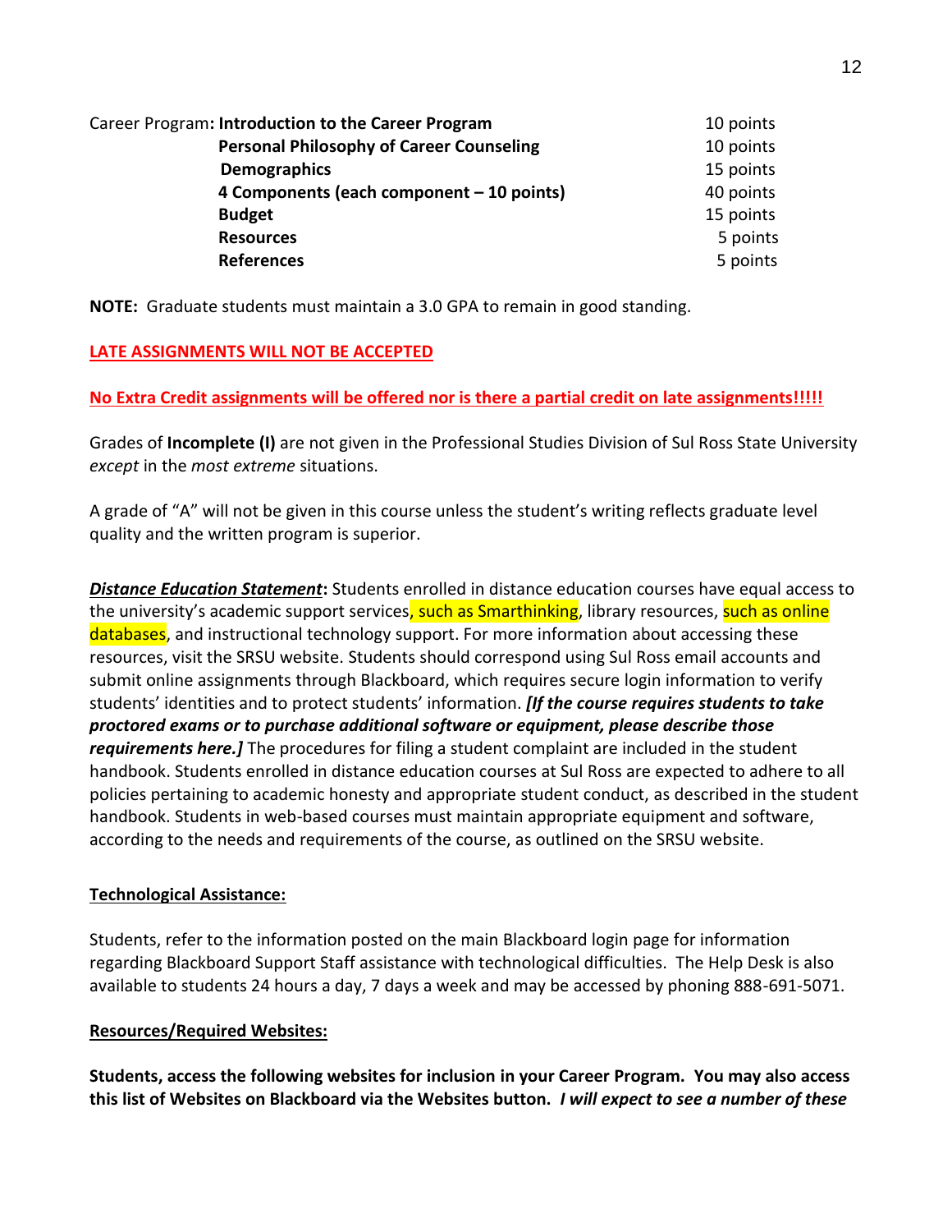| Career Program: **Introduction to the Career Program** | 10 points |
|---|---|
| **Personal Philosophy of Career Counseling** | 10 points |
| **Demographics** | 15 points |
| **4 Components (each component – 10 points)** | 40 points |
| **Budget** | 15 points |
| **Resources** | 5 points |
| **References** | 5 points |

**NOTE:** Graduate students must maintain a 3.0 GPA to remain in good standing.

**LATE ASSIGNMENTS WILL NOT BE ACCEPTED**

**No Extra Credit assignments will be offered nor is there a partial credit on late assignments!!!!!**

Grades of **Incomplete (I)** are not given in the Professional Studies Division of Sul Ross State University *except* in the *most extreme* situations.

A grade of "A" will not be given in this course unless the student's writing reflects graduate level quality and the written program is superior.

***Distance Education Statement*:** Students enrolled in distance education courses have equal access to the university's academic support services, such as Smarthinking, library resources, such as online databases, and instructional technology support. For more information about accessing these resources, visit the SRSU website. Students should correspond using Sul Ross email accounts and submit online assignments through Blackboard, which requires secure login information to verify students' identities and to protect students' information. ***[If the course requires students to take proctored exams or to purchase additional software or equipment, please describe those requirements here.]*** The procedures for filing a student complaint are included in the student handbook. Students enrolled in distance education courses at Sul Ross are expected to adhere to all policies pertaining to academic honesty and appropriate student conduct, as described in the student handbook. Students in web-based courses must maintain appropriate equipment and software, according to the needs and requirements of the course, as outlined on the SRSU website.

**Technological Assistance:**

Students, refer to the information posted on the main Blackboard login page for information regarding Blackboard Support Staff assistance with technological difficulties. The Help Desk is also available to students 24 hours a day, 7 days a week and may be accessed by phoning 888-691-5071.

**Resources/Required Websites:**

**Students, access the following websites for inclusion in your Career Program. You may also access this list of Websites on Blackboard via the Websites button.** ***I will expect to see a number of these***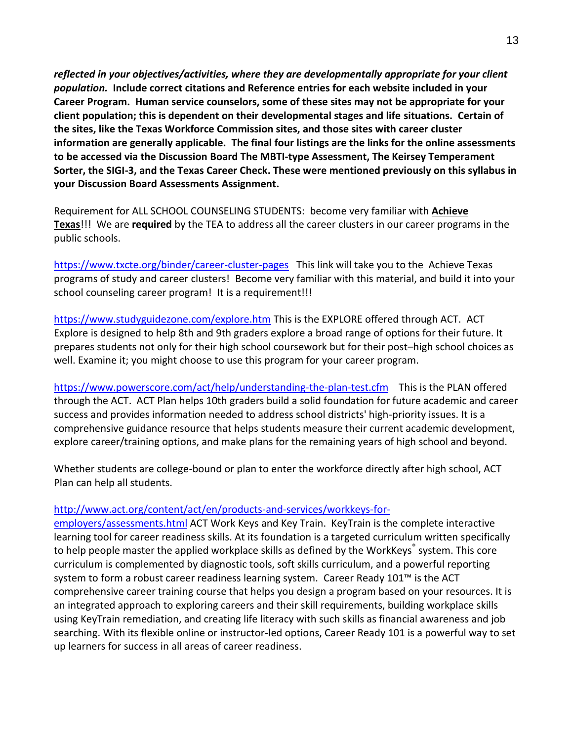***reflected in your objectives/activities, where they are developmentally appropriate for your client population.*** **Include correct citations and Reference entries for each website included in your Career Program. Human service counselors, some of these sites may not be appropriate for your client population; this is dependent on their developmental stages and life situations. Certain of the sites, like the Texas Workforce Commission sites, and those sites with career cluster information are generally applicable. The final four listings are the links for the online assessments to be accessed via the Discussion Board The MBTI-type Assessment, The Keirsey Temperament Sorter, the SIGI-3, and the Texas Career Check. These were mentioned previously on this syllabus in your Discussion Board Assessments Assignment.**

Requirement for ALL SCHOOL COUNSELING STUDENTS: become very familiar with **Achieve Texas**!!! We are **required** by the TEA to address all the career clusters in our career programs in the public schools.

https://www.txcte.org/binder/career-cluster-pages This link will take you to the Achieve Texas programs of study and career clusters! Become very familiar with this material, and build it into your school counseling career program! It is a requirement!!!

https://www.studyguidezone.com/explore.htm This is the EXPLORE offered through ACT. ACT Explore is designed to help 8th and 9th graders explore a broad range of options for their future. It prepares students not only for their high school coursework but for their post–high school choices as well. Examine it; you might choose to use this program for your career program.

https://www.powerscore.com/act/help/understanding-the-plan-test.cfm This is the PLAN offered through the ACT. ACT Plan helps 10th graders build a solid foundation for future academic and career success and provides information needed to address school districts' high-priority issues. It is a comprehensive guidance resource that helps students measure their current academic development, explore career/training options, and make plans for the remaining years of high school and beyond.

Whether students are college-bound or plan to enter the workforce directly after high school, ACT Plan can help all students.

http://www.act.org/content/act/en/products-and-services/workkeys-for-employers/assessments.html ACT Work Keys and Key Train. KeyTrain is the complete interactive learning tool for career readiness skills. At its foundation is a targeted curriculum written specifically to help people master the applied workplace skills as defined by the WorkKeys® system. This core curriculum is complemented by diagnostic tools, soft skills curriculum, and a powerful reporting system to form a robust career readiness learning system. Career Ready 101™ is the ACT comprehensive career training course that helps you design a program based on your resources. It is an integrated approach to exploring careers and their skill requirements, building workplace skills using KeyTrain remediation, and creating life literacy with such skills as financial awareness and job searching. With its flexible online or instructor-led options, Career Ready 101 is a powerful way to set up learners for success in all areas of career readiness.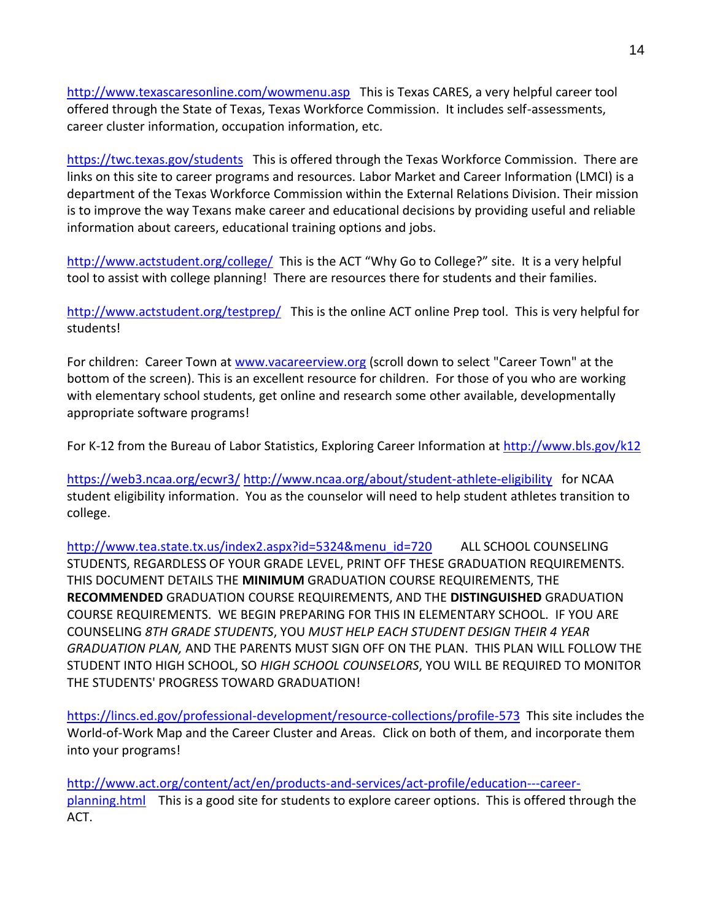http://www.texascaresonline.com/wowmenu.asp This is Texas CARES, a very helpful career tool offered through the State of Texas, Texas Workforce Commission. It includes self-assessments, career cluster information, occupation information, etc.

https://twc.texas.gov/students This is offered through the Texas Workforce Commission. There are links on this site to career programs and resources. Labor Market and Career Information (LMCI) is a department of the Texas Workforce Commission within the External Relations Division. Their mission is to improve the way Texans make career and educational decisions by providing useful and reliable information about careers, educational training options and jobs.

http://www.actstudent.org/college/ This is the ACT "Why Go to College?" site. It is a very helpful tool to assist with college planning! There are resources there for students and their families.

http://www.actstudent.org/testprep/ This is the online ACT online Prep tool. This is very helpful for students!

For children: Career Town at www.vacareerview.org (scroll down to select "Career Town" at the bottom of the screen). This is an excellent resource for children. For those of you who are working with elementary school students, get online and research some other available, developmentally appropriate software programs!

For K-12 from the Bureau of Labor Statistics, Exploring Career Information at http://www.bls.gov/k12

https://web3.ncaa.org/ecwr3/ http://www.ncaa.org/about/student-athlete-eligibility for NCAA student eligibility information. You as the counselor will need to help student athletes transition to college.

http://www.tea.state.tx.us/index2.aspx?id=5324&menu_id=720 ALL SCHOOL COUNSELING STUDENTS, REGARDLESS OF YOUR GRADE LEVEL, PRINT OFF THESE GRADUATION REQUIREMENTS. THIS DOCUMENT DETAILS THE **MINIMUM** GRADUATION COURSE REQUIREMENTS, THE **RECOMMENDED** GRADUATION COURSE REQUIREMENTS, AND THE **DISTINGUISHED** GRADUATION COURSE REQUIREMENTS. WE BEGIN PREPARING FOR THIS IN ELEMENTARY SCHOOL. IF YOU ARE COUNSELING *8TH GRADE STUDENTS*, YOU *MUST HELP EACH STUDENT DESIGN THEIR 4 YEAR GRADUATION PLAN,* AND THE PARENTS MUST SIGN OFF ON THE PLAN. THIS PLAN WILL FOLLOW THE STUDENT INTO HIGH SCHOOL, SO *HIGH SCHOOL COUNSELORS*, YOU WILL BE REQUIRED TO MONITOR THE STUDENTS' PROGRESS TOWARD GRADUATION!

https://lincs.ed.gov/professional-development/resource-collections/profile-573 This site includes the World-of-Work Map and the Career Cluster and Areas. Click on both of them, and incorporate them into your programs!

http://www.act.org/content/act/en/products-and-services/act-profile/education---career-planning.html This is a good site for students to explore career options. This is offered through the ACT.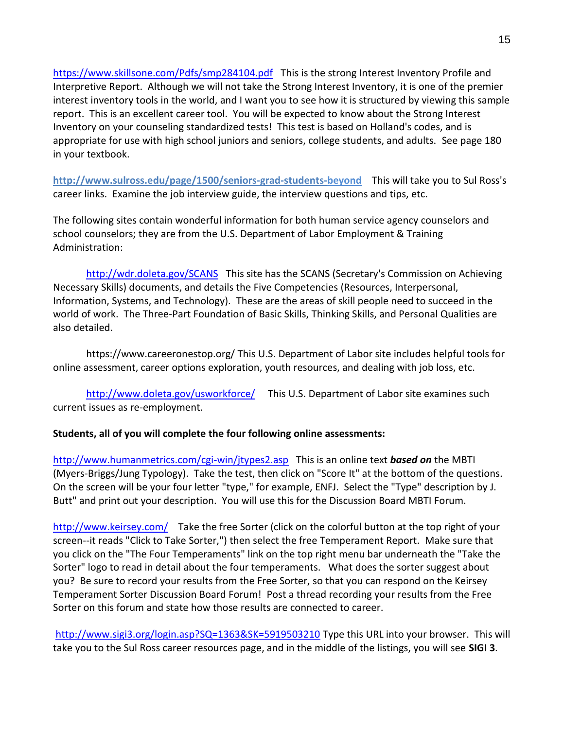https://www.skillsone.com/Pdfs/smp284104.pdf This is the strong Interest Inventory Profile and Interpretive Report. Although we will not take the Strong Interest Inventory, it is one of the premier interest inventory tools in the world, and I want you to see how it is structured by viewing this sample report. This is an excellent career tool. You will be expected to know about the Strong Interest Inventory on your counseling standardized tests! This test is based on Holland's codes, and is appropriate for use with high school juniors and seniors, college students, and adults. See page 180 in your textbook.

**http://www.sulross.edu/page/1500/seniors-grad-students-beyond** This will take you to Sul Ross's career links. Examine the job interview guide, the interview questions and tips, etc.

The following sites contain wonderful information for both human service agency counselors and school counselors; they are from the U.S. Department of Labor Employment & Training Administration:

http://wdr.doleta.gov/SCANS This site has the SCANS (Secretary's Commission on Achieving Necessary Skills) documents, and details the Five Competencies (Resources, Interpersonal, Information, Systems, and Technology). These are the areas of skill people need to succeed in the world of work. The Three-Part Foundation of Basic Skills, Thinking Skills, and Personal Qualities are also detailed.

https://www.careeronestop.org/ This U.S. Department of Labor site includes helpful tools for online assessment, career options exploration, youth resources, and dealing with job loss, etc.

http://www.doleta.gov/usworkforce/ This U.S. Department of Labor site examines such current issues as re-employment.

**Students, all of you will complete the four following online assessments:**

http://www.humanmetrics.com/cgi-win/jtypes2.asp This is an online text ***based on*** the MBTI (Myers-Briggs/Jung Typology). Take the test, then click on "Score It" at the bottom of the questions. On the screen will be your four letter "type," for example, ENFJ. Select the "Type" description by J. Butt" and print out your description. You will use this for the Discussion Board MBTI Forum.

http://www.keirsey.com/ Take the free Sorter (click on the colorful button at the top right of your screen--it reads "Click to Take Sorter,") then select the free Temperament Report. Make sure that you click on the "The Four Temperaments" link on the top right menu bar underneath the "Take the Sorter" logo to read in detail about the four temperaments. What does the sorter suggest about you? Be sure to record your results from the Free Sorter, so that you can respond on the Keirsey Temperament Sorter Discussion Board Forum! Post a thread recording your results from the Free Sorter on this forum and state how those results are connected to career.

http://www.sigi3.org/login.asp?SQ=1363&SK=5919503210 Type this URL into your browser. This will take you to the Sul Ross career resources page, and in the middle of the listings, you will see **SIGI 3**.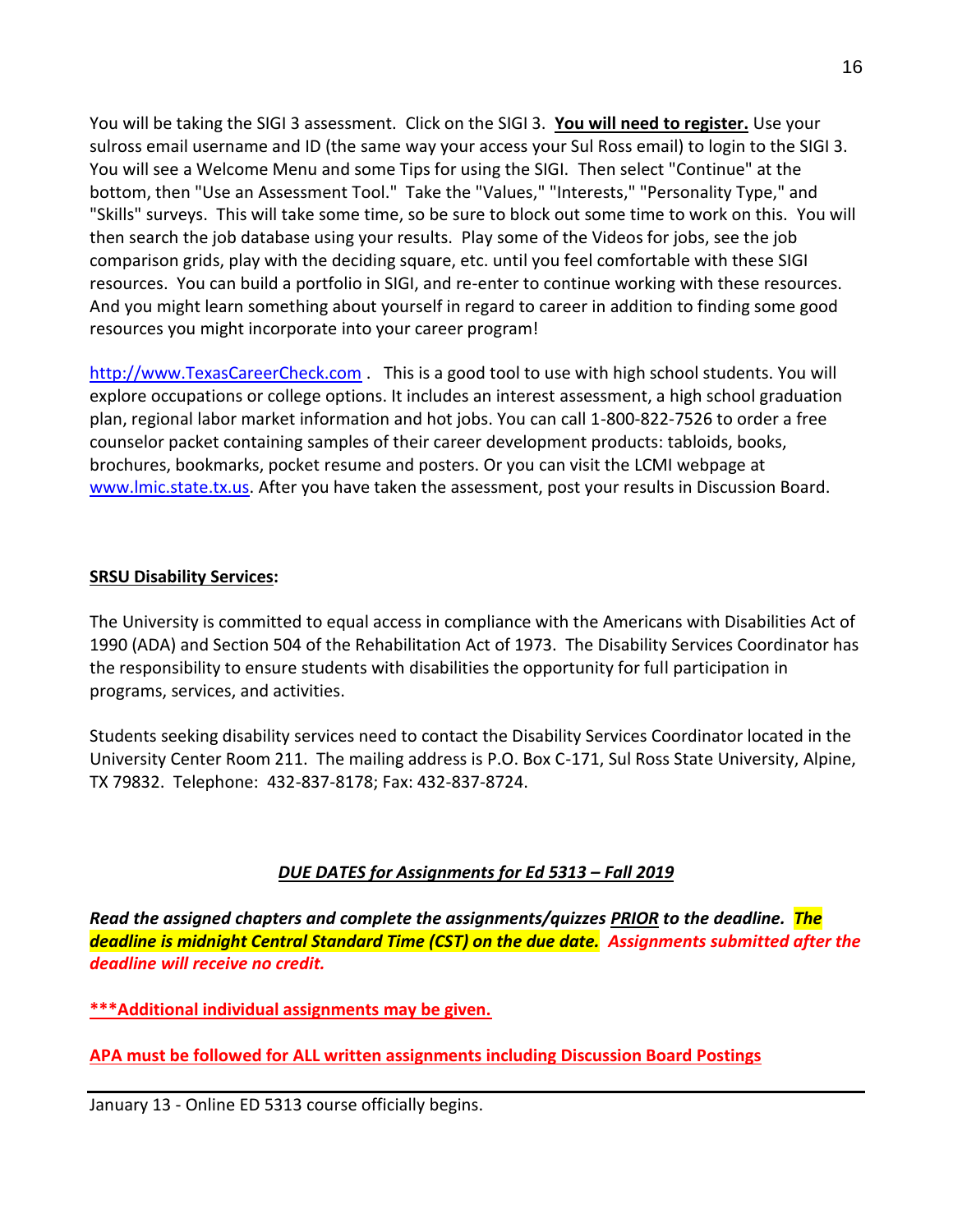You will be taking the SIGI 3 assessment. Click on the SIGI 3. **<u>You will need to register.</u>** Use your sulross email username and ID (the same way your access your Sul Ross email) to login to the SIGI 3. You will see a Welcome Menu and some Tips for using the SIGI. Then select "Continue" at the bottom, then "Use an Assessment Tool." Take the "Values," "Interests," "Personality Type," and "Skills" surveys. This will take some time, so be sure to block out some time to work on this. You will then search the job database using your results. Play some of the Videos for jobs, see the job comparison grids, play with the deciding square, etc. until you feel comfortable with these SIGI resources. You can build a portfolio in SIGI, and re-enter to continue working with these resources. And you might learn something about yourself in regard to career in addition to finding some good resources you might incorporate into your career program!

[http://www.TexasCareerCheck.com](http://www.TexasCareerCheck.com) . This is a good tool to use with high school students. You will explore occupations or college options. It includes an interest assessment, a high school graduation plan, regional labor market information and hot jobs. You can call 1-800-822-7526 to order a free counselor packet containing samples of their career development products: tabloids, books, brochures, bookmarks, pocket resume and posters. Or you can visit the LCMI webpage at [www.lmic.state.tx.us](www.lmic.state.tx.us). After you have taken the assessment, post your results in Discussion Board.

**<u>SRSU Disability Services</u>:**

The University is committed to equal access in compliance with the Americans with Disabilities Act of 1990 (ADA) and Section 504 of the Rehabilitation Act of 1973. The Disability Services Coordinator has the responsibility to ensure students with disabilities the opportunity for full participation in programs, services, and activities.

Students seeking disability services need to contact the Disability Services Coordinator located in the University Center Room 211. The mailing address is P.O. Box C-171, Sul Ross State University, Alpine, TX 79832. Telephone: 432-837-8178; Fax: 432-837-8724.

***<u>DUE DATES for Assignments for Ed 5313 – Fall 2019</u>***

***Read the assigned chapters and complete the assignments/quizzes <u>PRIOR</u> to the deadline. The deadline is midnight Central Standard Time (CST) on the due date. Assignments submitted after the deadline will receive no credit.***

**<u>***Additional individual assignments may be given.</u>**

**<u>APA must be followed for ALL written assignments including Discussion Board Postings</u>**

---

January 13 - Online ED 5313 course officially begins.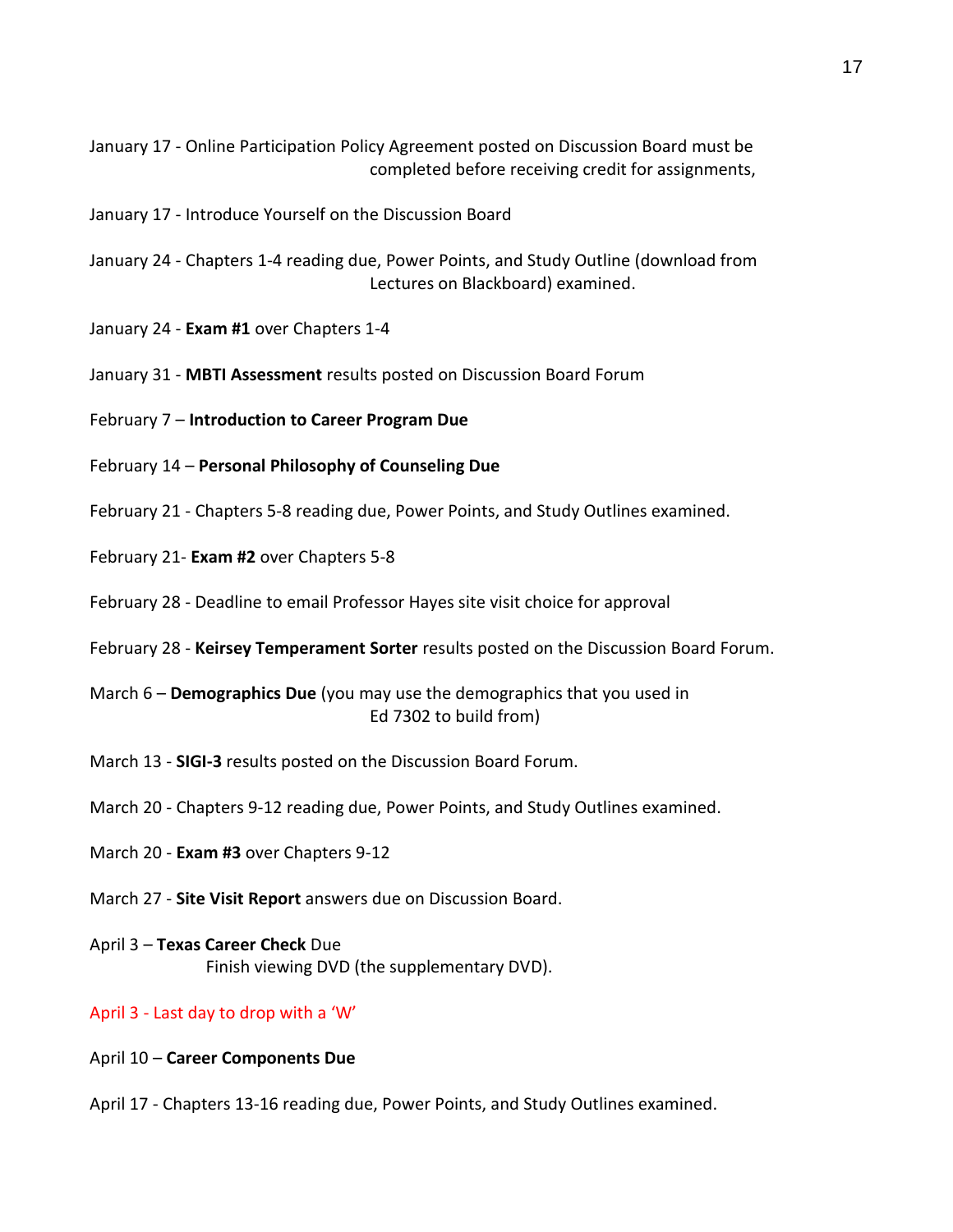January 17 - Online Participation Policy Agreement posted on Discussion Board must be completed before receiving credit for assignments,

January 17 - Introduce Yourself on the Discussion Board

January 24 - Chapters 1-4 reading due, Power Points, and Study Outline (download from Lectures on Blackboard) examined.

January 24 - **Exam #1** over Chapters 1-4

January 31 - **MBTI Assessment** results posted on Discussion Board Forum

February 7 – **Introduction to Career Program Due**

February 14 – **Personal Philosophy of Counseling Due**

February 21 - Chapters 5-8 reading due, Power Points, and Study Outlines examined.

February 21- **Exam #2** over Chapters 5-8

February 28 - Deadline to email Professor Hayes site visit choice for approval

February 28 - **Keirsey Temperament Sorter** results posted on the Discussion Board Forum.

March 6 – **Demographics Due** (you may use the demographics that you used in Ed 7302 to build from)

March 13 - **SIGI-3** results posted on the Discussion Board Forum.

March 20 - Chapters 9-12 reading due, Power Points, and Study Outlines examined.

March 20 - **Exam #3** over Chapters 9-12

March 27 - **Site Visit Report** answers due on Discussion Board.

April 3 – **Texas Career Check** Due
Finish viewing DVD (the supplementary DVD).

April 3 - Last day to drop with a 'W'

April 10 – **Career Components Due**

April 17 - Chapters 13-16 reading due, Power Points, and Study Outlines examined.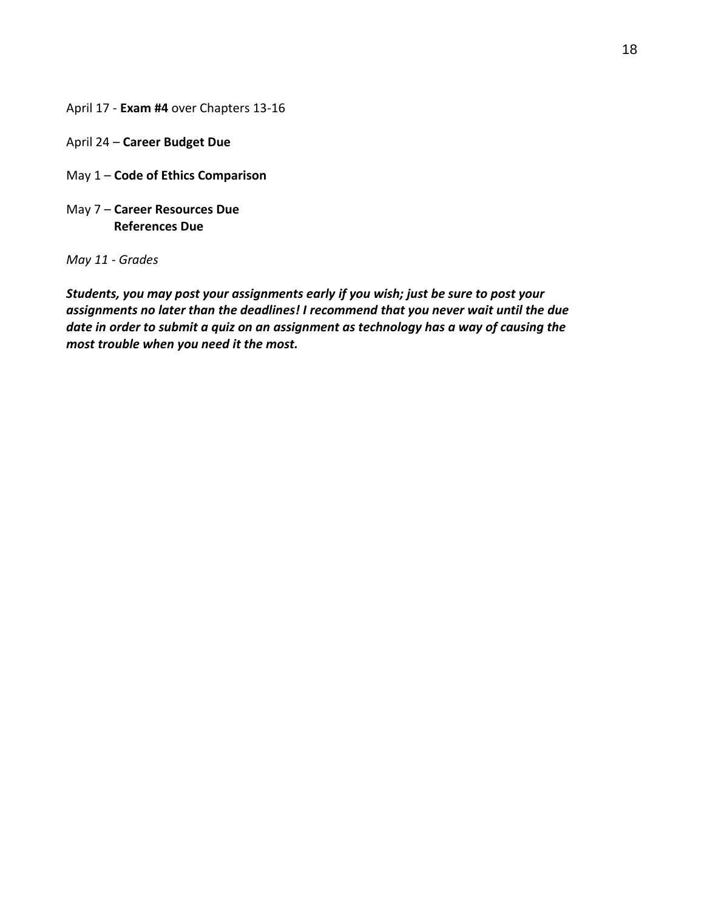April 17 - **Exam #4** over Chapters 13-16

April 24 – **Career Budget Due**

May 1 – **Code of Ethics Comparison**

May 7 – **Career Resources Due**
**References Due**

*May 11 - Grades*

***Students, you may post your assignments early if you wish; just be sure to post your assignments no later than the deadlines! I recommend that you never wait until the due date in order to submit a quiz on an assignment as technology has a way of causing the most trouble when you need it the most.***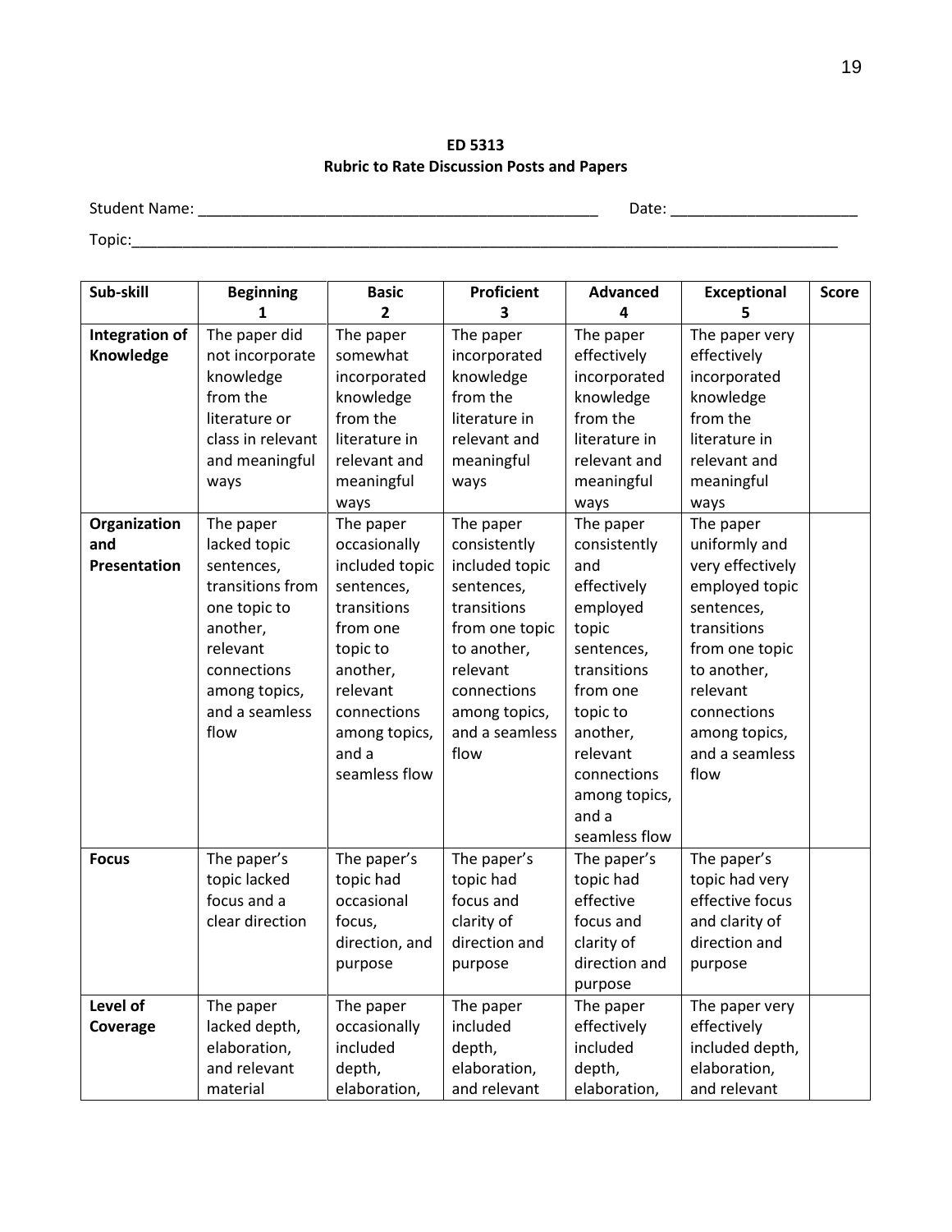**ED 5313**
**Rubric to Rate Discussion Posts and Papers**

Student Name: ________________________________________________ Date: ______________________

Topic:_____________________________________________________________________________________

| Sub-skill | Beginning 1 | Basic 2 | Proficient 3 | Advanced 4 | Exceptional 5 | Score |
|---|---|---|---|---|---|---|
| **Integration of Knowledge** | The paper did not incorporate knowledge from the literature or class in relevant and meaningful ways | The paper somewhat incorporated knowledge from the literature in relevant and meaningful ways | The paper incorporated knowledge from the literature in relevant and meaningful ways | The paper effectively incorporated knowledge from the literature in relevant and meaningful ways | The paper very effectively incorporated knowledge from the literature in relevant and meaningful ways | |
| **Organization and Presentation** | The paper lacked topic sentences, transitions from one topic to another, relevant connections among topics, and a seamless flow | The paper occasionally included topic sentences, transitions from one topic to another, relevant connections among topics, and a seamless flow | The paper consistently included topic sentences, transitions from one topic to another, relevant connections among topics, and a seamless flow | The paper consistently and effectively employed topic sentences, transitions from one topic to another, relevant connections among topics, and a seamless flow | The paper uniformly and very effectively employed topic sentences, transitions from one topic to another, relevant connections among topics, and a seamless flow | |
| **Focus** | The paper's topic lacked focus and a clear direction | The paper's topic had occasional focus, direction, and purpose | The paper's topic had focus and clarity of direction and purpose | The paper's topic had effective focus and clarity of direction and purpose | The paper's topic had very effective focus and clarity of direction and purpose | |
| **Level of Coverage** | The paper lacked depth, elaboration, and relevant material | The paper occasionally included depth, elaboration, | The paper included depth, elaboration, and relevant | The paper effectively included depth, elaboration, | The paper very effectively included depth, elaboration, and relevant | |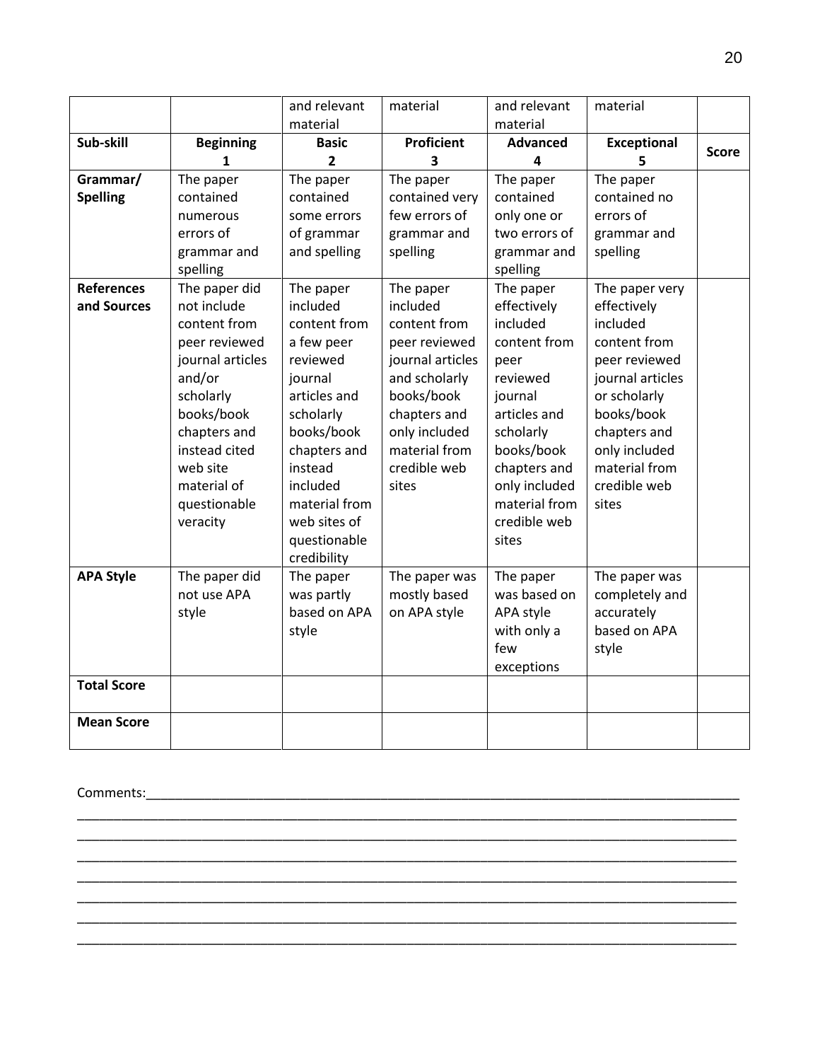| | | | | | | |
|---|---|---|---|---|---|---|
| | | and relevant material | material | and relevant material | material | |
| **Sub-skill** | **Beginning 1** | **Basic 2** | **Proficient 3** | **Advanced 4** | **Exceptional 5** | **Score** |
| **Grammar/ Spelling** | The paper contained numerous errors of grammar and spelling | The paper contained some errors of grammar and spelling | The paper contained very few errors of grammar and spelling | The paper contained only one or two errors of grammar and spelling | The paper contained no errors of grammar and spelling | |
| **References and Sources** | The paper did not include content from peer reviewed journal articles and/or scholarly books/book chapters and instead cited web site material of questionable veracity | The paper included content from a few peer reviewed journal articles and scholarly books/book chapters and instead included material from web sites of questionable credibility | The paper included content from peer reviewed journal articles and scholarly books/book chapters and only included material from credible web sites | The paper effectively included content from peer reviewed journal articles and scholarly books/book chapters and only included material from credible web sites | The paper very effectively included content from peer reviewed journal articles or scholarly books/book chapters and only included material from credible web sites | |
| **APA Style** | The paper did not use APA style | The paper was partly based on APA style | The paper was mostly based on APA style | The paper was based on APA style with only a few exceptions | The paper was completely and accurately based on APA style | |
| **Total Score** | | | | | | |
| **Mean Score** | | | | | | |

Comments:\_\_\_\_\_\_\_\_\_\_\_\_\_\_\_\_\_\_\_\_\_\_\_\_\_\_\_\_\_\_\_\_\_\_\_\_\_\_\_\_\_\_\_\_\_\_\_\_\_\_\_\_\_\_\_\_\_\_\_\_\_\_\_\_\_\_\_\_\_\_\_\_\_\_\_\_

\_\_\_\_\_\_\_\_\_\_\_\_\_\_\_\_\_\_\_\_\_\_\_\_\_\_\_\_\_\_\_\_\_\_\_\_\_\_\_\_\_\_\_\_\_\_\_\_\_\_\_\_\_\_\_\_\_\_\_\_\_\_\_\_\_\_\_\_\_\_\_\_\_\_\_\_\_\_\_\_\_\_\_\_

\_\_\_\_\_\_\_\_\_\_\_\_\_\_\_\_\_\_\_\_\_\_\_\_\_\_\_\_\_\_\_\_\_\_\_\_\_\_\_\_\_\_\_\_\_\_\_\_\_\_\_\_\_\_\_\_\_\_\_\_\_\_\_\_\_\_\_\_\_\_\_\_\_\_\_\_\_\_\_\_\_\_\_\_

\_\_\_\_\_\_\_\_\_\_\_\_\_\_\_\_\_\_\_\_\_\_\_\_\_\_\_\_\_\_\_\_\_\_\_\_\_\_\_\_\_\_\_\_\_\_\_\_\_\_\_\_\_\_\_\_\_\_\_\_\_\_\_\_\_\_\_\_\_\_\_\_\_\_\_\_\_\_\_\_\_\_\_\_

\_\_\_\_\_\_\_\_\_\_\_\_\_\_\_\_\_\_\_\_\_\_\_\_\_\_\_\_\_\_\_\_\_\_\_\_\_\_\_\_\_\_\_\_\_\_\_\_\_\_\_\_\_\_\_\_\_\_\_\_\_\_\_\_\_\_\_\_\_\_\_\_\_\_\_\_\_\_\_\_\_\_\_\_

\_\_\_\_\_\_\_\_\_\_\_\_\_\_\_\_\_\_\_\_\_\_\_\_\_\_\_\_\_\_\_\_\_\_\_\_\_\_\_\_\_\_\_\_\_\_\_\_\_\_\_\_\_\_\_\_\_\_\_\_\_\_\_\_\_\_\_\_\_\_\_\_\_\_\_\_\_\_\_\_\_\_\_\_

\_\_\_\_\_\_\_\_\_\_\_\_\_\_\_\_\_\_\_\_\_\_\_\_\_\_\_\_\_\_\_\_\_\_\_\_\_\_\_\_\_\_\_\_\_\_\_\_\_\_\_\_\_\_\_\_\_\_\_\_\_\_\_\_\_\_\_\_\_\_\_\_\_\_\_\_\_\_\_\_\_\_\_\_

\_\_\_\_\_\_\_\_\_\_\_\_\_\_\_\_\_\_\_\_\_\_\_\_\_\_\_\_\_\_\_\_\_\_\_\_\_\_\_\_\_\_\_\_\_\_\_\_\_\_\_\_\_\_\_\_\_\_\_\_\_\_\_\_\_\_\_\_\_\_\_\_\_\_\_\_\_\_\_\_\_\_\_\_